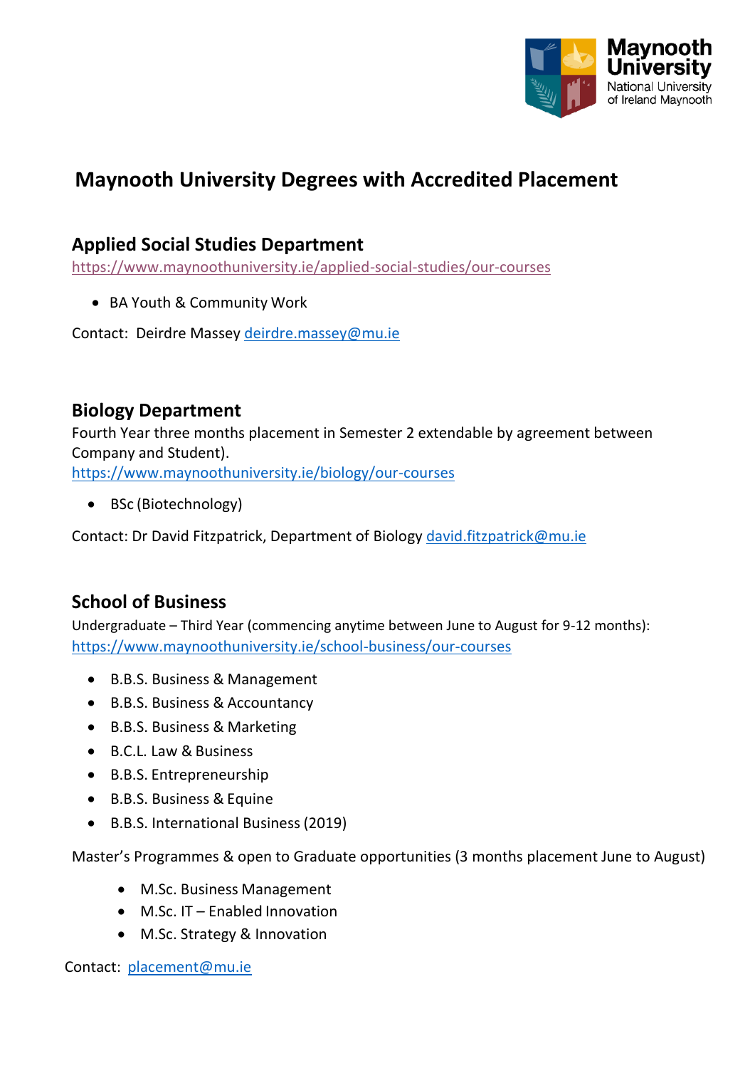# Maynooth University Degrees with Accredited Placement

## Applied Social Studies Department

https://www.maynoothuniversity.ie/applied-social-studies/our-courses

- BA Youth & Community Work

Contact: Deirdre Massey deirdre.massey@mu.ie

## Biology Department

Fourth Year three months placement in Semester 2 extendable by agreement between Company and Student).

https://www.maynoothuniversity.ie/biology/our-courses

- BSc (Biotechnology)

Contact: Dr David Fitzpatrick, Department of Biology david.fitzpatrick@mu.ie

## School of Business

Undergraduate – Third Year (commencing anytime between June to August for 9-12 months):
https://www.maynoothuniversity.ie/school-business/our-courses

- B.B.S. Business & Management
- B.B.S. Business & Accountancy
- B.B.S. Business & Marketing
- B.C.L. Law & Business
- B.B.S. Entrepreneurship
- B.B.S. Business & Equine
- B.B.S. International Business (2019)

Master's Programmes & open to Graduate opportunities (3 months placement June to August)

- M.Sc. Business Management
- M.Sc. IT – Enabled Innovation
- M.Sc. Strategy & Innovation

Contact: placement@mu.ie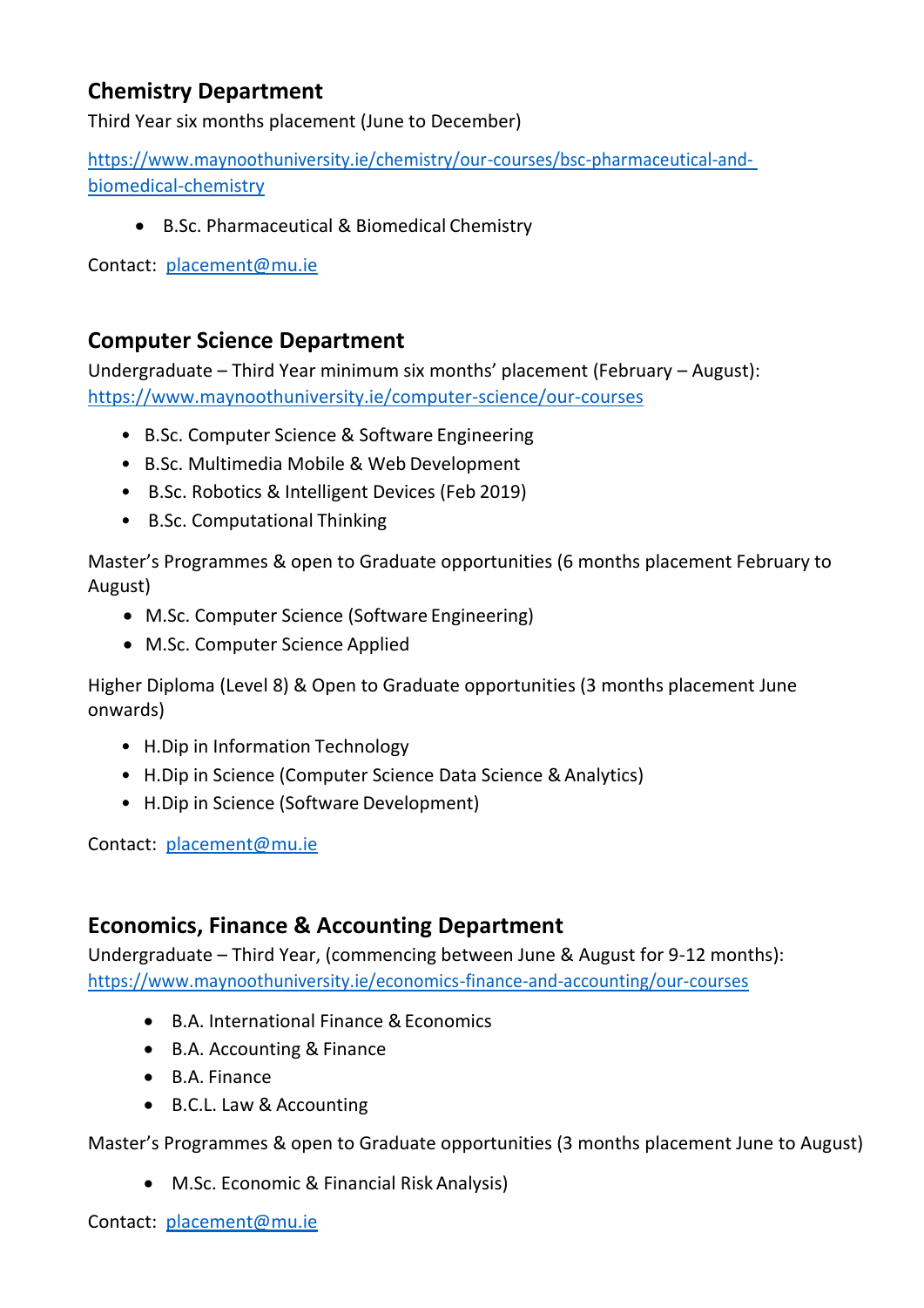## Chemistry Department

Third Year six months placement (June to December)

https://www.maynoothuniversity.ie/chemistry/our-courses/bsc-pharmaceutical-and-biomedical-chemistry

- B.Sc. Pharmaceutical & Biomedical Chemistry

Contact: placement@mu.ie

## Computer Science Department

Undergraduate – Third Year minimum six months' placement (February – August): https://www.maynoothuniversity.ie/computer-science/our-courses

- B.Sc. Computer Science & Software Engineering
- B.Sc. Multimedia Mobile & Web Development
- B.Sc. Robotics & Intelligent Devices (Feb 2019)
- B.Sc. Computational Thinking

Master's Programmes & open to Graduate opportunities (6 months placement February to August)

- M.Sc. Computer Science (Software Engineering)
- M.Sc. Computer Science Applied

Higher Diploma (Level 8) & Open to Graduate opportunities (3 months placement June onwards)

- H.Dip in Information Technology
- H.Dip in Science (Computer Science Data Science & Analytics)
- H.Dip in Science (Software Development)

Contact: placement@mu.ie

## Economics, Finance & Accounting Department

Undergraduate – Third Year, (commencing between June & August for 9-12 months): https://www.maynoothuniversity.ie/economics-finance-and-accounting/our-courses

- B.A. International Finance & Economics
- B.A. Accounting & Finance
- B.A. Finance
- B.C.L. Law & Accounting

Master's Programmes & open to Graduate opportunities (3 months placement June to August)

- M.Sc. Economic & Financial Risk Analysis)

Contact: placement@mu.ie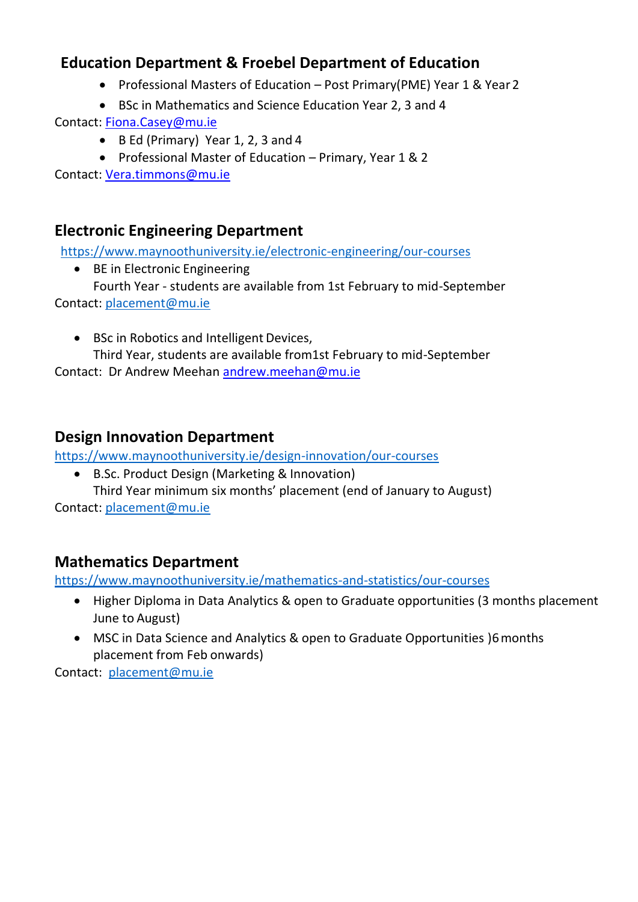## Education Department & Froebel Department of Education

- Professional Masters of Education – Post Primary(PME) Year 1 & Year 2
- BSc in Mathematics and Science Education Year 2, 3 and 4

Contact: Fiona.Casey@mu.ie

- B Ed (Primary) Year 1, 2, 3 and 4
- Professional Master of Education – Primary, Year 1 & 2

Contact: Vera.timmons@mu.ie

## Electronic Engineering Department

https://www.maynoothuniversity.ie/electronic-engineering/our-courses

- BE in Electronic Engineering
  Fourth Year - students are available from 1st February to mid-September

Contact: placement@mu.ie

- BSc in Robotics and Intelligent Devices,
  Third Year, students are available from1st February to mid-September

Contact: Dr Andrew Meehan andrew.meehan@mu.ie

## Design Innovation Department

https://www.maynoothuniversity.ie/design-innovation/our-courses

- B.Sc. Product Design (Marketing & Innovation)
  Third Year minimum six months' placement (end of January to August)

Contact: placement@mu.ie

## Mathematics Department

https://www.maynoothuniversity.ie/mathematics-and-statistics/our-courses

- Higher Diploma in Data Analytics & open to Graduate opportunities (3 months placement June to August)
- MSC in Data Science and Analytics & open to Graduate Opportunities )6 months placement from Feb onwards)

Contact: placement@mu.ie